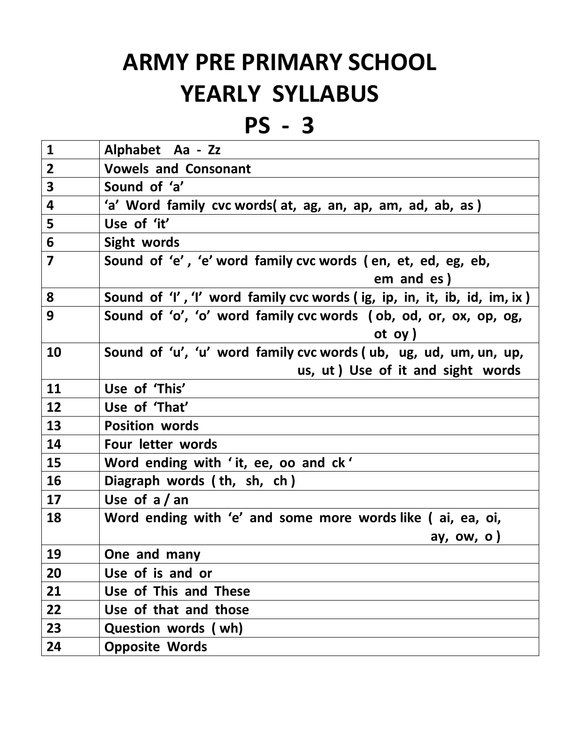# ARMY PRE PRIMARY SCHOOL
# YEARLY SYLLABUS
# PS - 3

| | |
|---|---|
| 1 | Alphabet Aa - Zz |
| 2 | Vowels and Consonant |
| 3 | Sound of 'a' |
| 4 | 'a' Word family cvc words( at, ag, an, ap, am, ad, ab, as ) |
| 5 | Use of 'it' |
| 6 | Sight words |
| 7 | Sound of 'e' , 'e' word family cvc words ( en, et, ed, eg, eb, em and es ) |
| 8 | Sound of 'I' , 'I' word family cvc words ( ig, ip, in, it, ib, id, im, ix ) |
| 9 | Sound of 'o', 'o' word family cvc words ( ob, od, or, ox, op, og, ot oy ) |
| 10 | Sound of 'u', 'u' word family cvc words ( ub, ug, ud, um, un, up, us, ut ) Use of it and sight words |
| 11 | Use of 'This' |
| 12 | Use of 'That' |
| 13 | Position words |
| 14 | Four letter words |
| 15 | Word ending with ' it, ee, oo and ck ' |
| 16 | Diagraph words ( th, sh, ch ) |
| 17 | Use of a / an |
| 18 | Word ending with 'e' and some more words like ( ai, ea, oi, ay, ow, o ) |
| 19 | One and many |
| 20 | Use of is and or |
| 21 | Use of This and These |
| 22 | Use of that and those |
| 23 | Question words ( wh) |
| 24 | Opposite Words |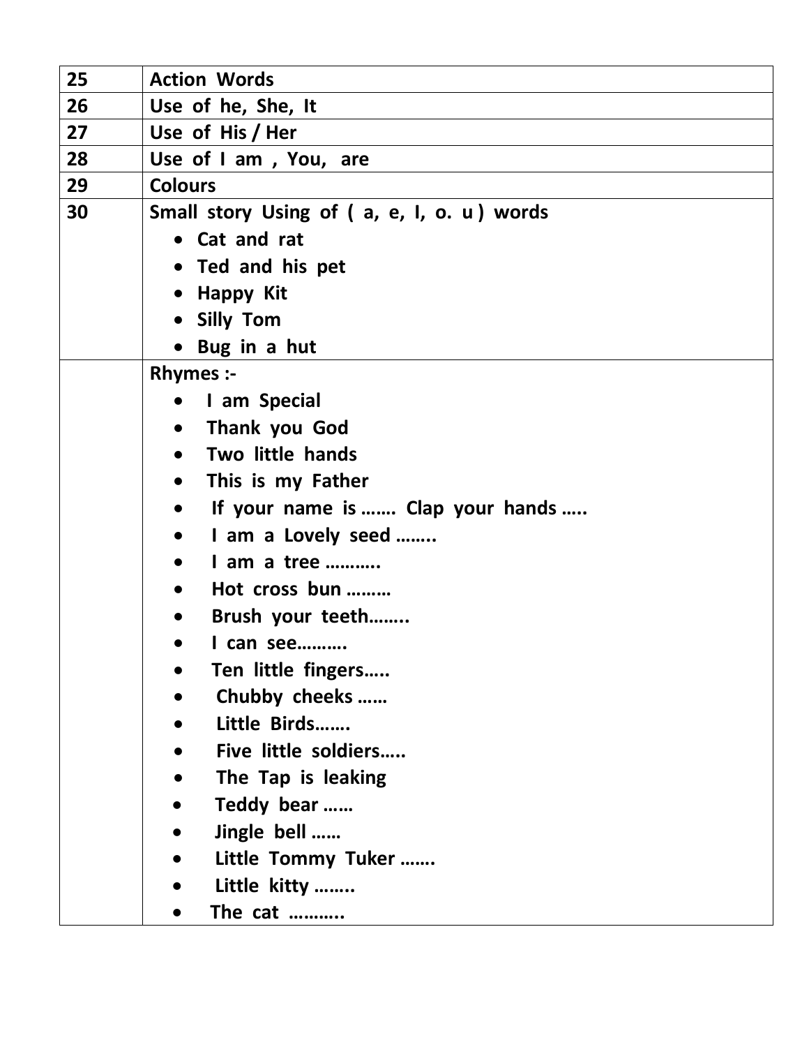| | |
|---|---|
| **25** | **Action Words** |
| **26** | **Use of he, She, It** |
| **27** | **Use of His / Her** |
| **28** | **Use of I am , You, are** |
| **29** | **Colours** |
| **30** | **Small story Using of ( a, e, I, o. u ) words**<br>• **Cat and rat**<br>• **Ted and his pet**<br>• **Happy Kit**<br>• **Silly Tom**<br>• **Bug in a hut** |
| | **Rhymes :-**<br>• **I am Special**<br>• **Thank you God**<br>• **Two little hands**<br>• **This is my Father**<br>• **If your name is ……. Clap your hands …..**<br>• **I am a Lovely seed ……..**<br>• **I am a tree ………..**<br>• **Hot cross bun ………**<br>• **Brush your teeth……..**<br>• **I can see……….**<br>• **Ten little fingers…..**<br>• **Chubby cheeks ……**<br>• **Little Birds…….**<br>• **Five little soldiers…..**<br>• **The Tap is leaking**<br>• **Teddy bear ……**<br>• **Jingle bell ……**<br>• **Little Tommy Tuker …….**<br>• **Little kitty ……..**<br>• **The cat ………..** |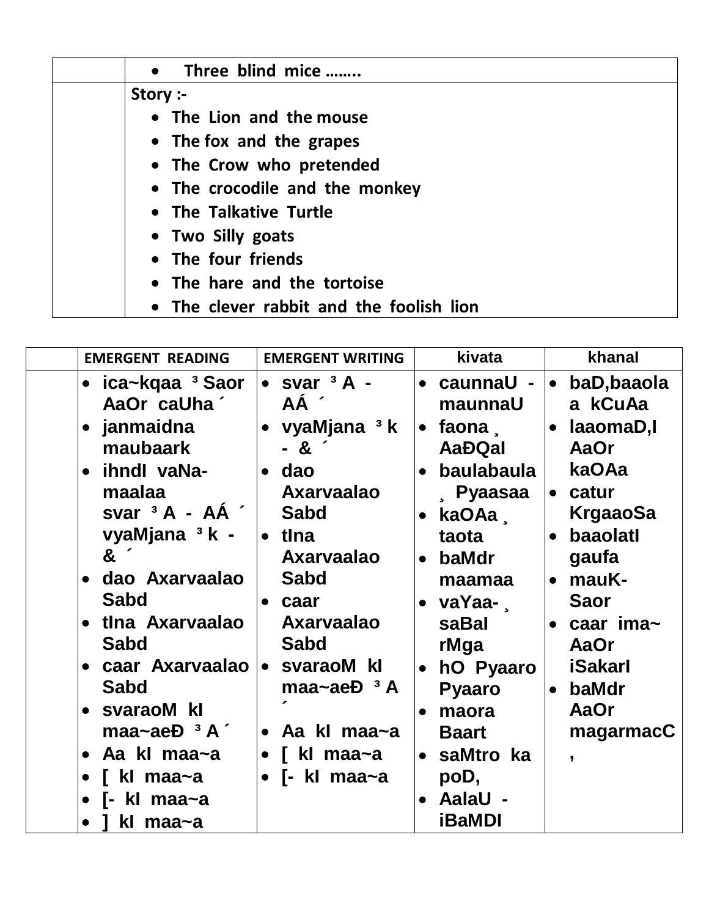|  |  |
|---|---|
|  | • Three blind mice …….. |
|  | Story :-<br>• The Lion and the mouse<br>• The fox and the grapes<br>• The Crow who pretended<br>• The crocodile and the monkey<br>• The Talkative Turtle<br>• Two Silly goats<br>• The four friends<br>• The hare and the tortoise<br>• The clever rabbit and the foolish lion |

|  | EMERGENT READING | EMERGENT WRITING | kivata | khanal |
|---|---|---|---|---|
|  | • ica~kqaa ³ Saor AaOr caUha ´<br>• janmaidna maubaark<br>• ihndI vaNa-maalaa svar ³ A - AÁ ´ vyaMjana ³ k - & ´<br>• dao Axarvaalao Sabd<br>• tIna Axarvaalao Sabd<br>• caar Axarvaalao Sabd<br>• svaraoM kI maa~aeÐ ³ A ´<br>• Aa kI maa~a<br>• [ kI maa~a<br>• [- kI maa~a<br>• ] kI maa~a | • svar ³ A - AÁ ´<br>• vyaMjana ³ k - & ´<br>• dao Axarvaalao Sabd<br>• tIna Axarvaalao Sabd<br>• caar Axarvaalao Sabd<br>• svaraoM kI maa~aeÐ ³ A ´<br>• Aa kI maa~a<br>• [ kI maa~a<br>• [- kI maa~a | • caunnaU - maunnaU<br>• faona ¸ AaÐQaI<br>• baulabaula ¸ Pyaasaa<br>• kaOAa ¸ taota<br>• baMdr maamaa<br>• vaYaa- ¸ saBaI rMga<br>• hO Pyaaro Pyaaro<br>• maora Baart<br>• saMtro ka poD,<br>• AalaU - iBaMDI | • baD,baaola a kCuAa<br>• laaomaD,I AaOr kaOAa<br>• catur KrgaaoSa<br>• baaolatI gaufa<br>• mauK-Saor<br>• caar ima~ AaOr iSakarI<br>• baMdr AaOr magarmacC , |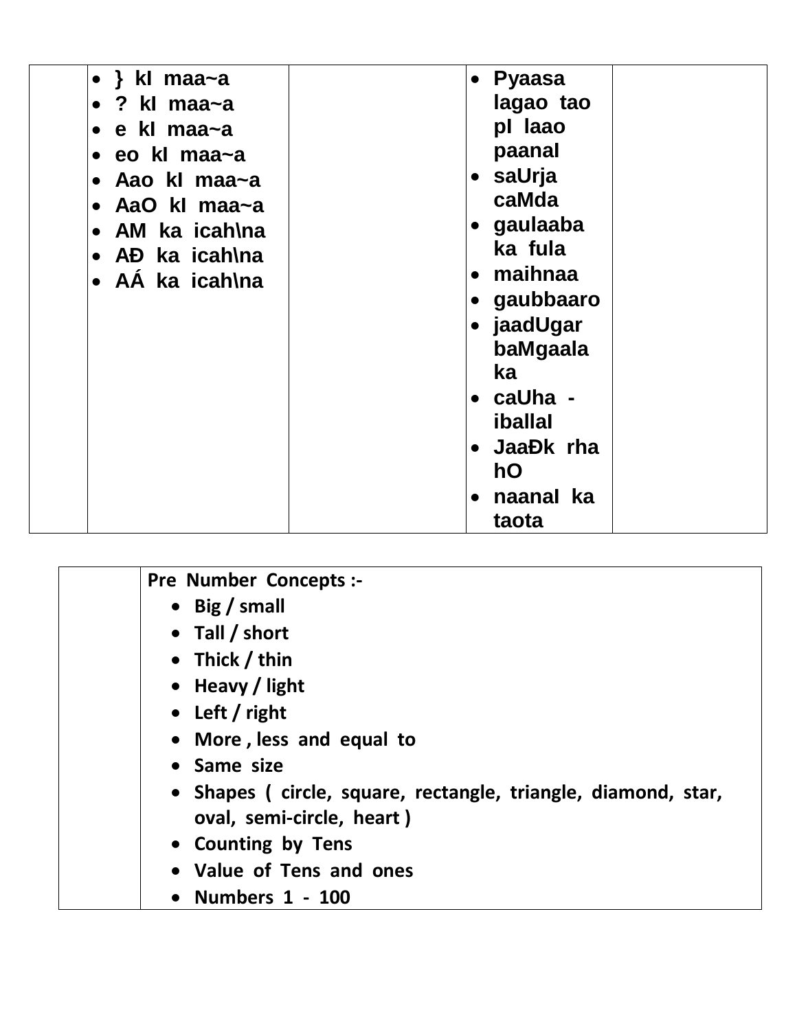| | | | | |
|---|---|---|---|---|
| | • } kI maa~a<br>• ? kI maa~a<br>• e kI maa~a<br>• eo kI maa~a<br>• Aao kI maa~a<br>• AaO kI maa~a<br>• AM ka icah\na<br>• AĐ ka icah\na<br>• AÁ ka icah\na | | • Pyaasa lagao tao pI laao paanaI<br>• saUrja caMda<br>• gaulaaba ka fula<br>• maihnaa<br>• gaubbaaro<br>• jaadUgar baMgaala ka<br>• caUha - iballaI<br>• JaaĐk rha hO<br>• naanaI ka taota | |

| | |
|---|---|
| | **Pre Number Concepts :-**<br>• **Big / small**<br>• **Tall / short**<br>• **Thick / thin**<br>• **Heavy / light**<br>• **Left / right**<br>• **More , less and equal to**<br>• **Same size**<br>• **Shapes ( circle, square, rectangle, triangle, diamond, star, oval, semi-circle, heart )**<br>• **Counting by Tens**<br>• **Value of Tens and ones**<br>• **Numbers 1 - 100** |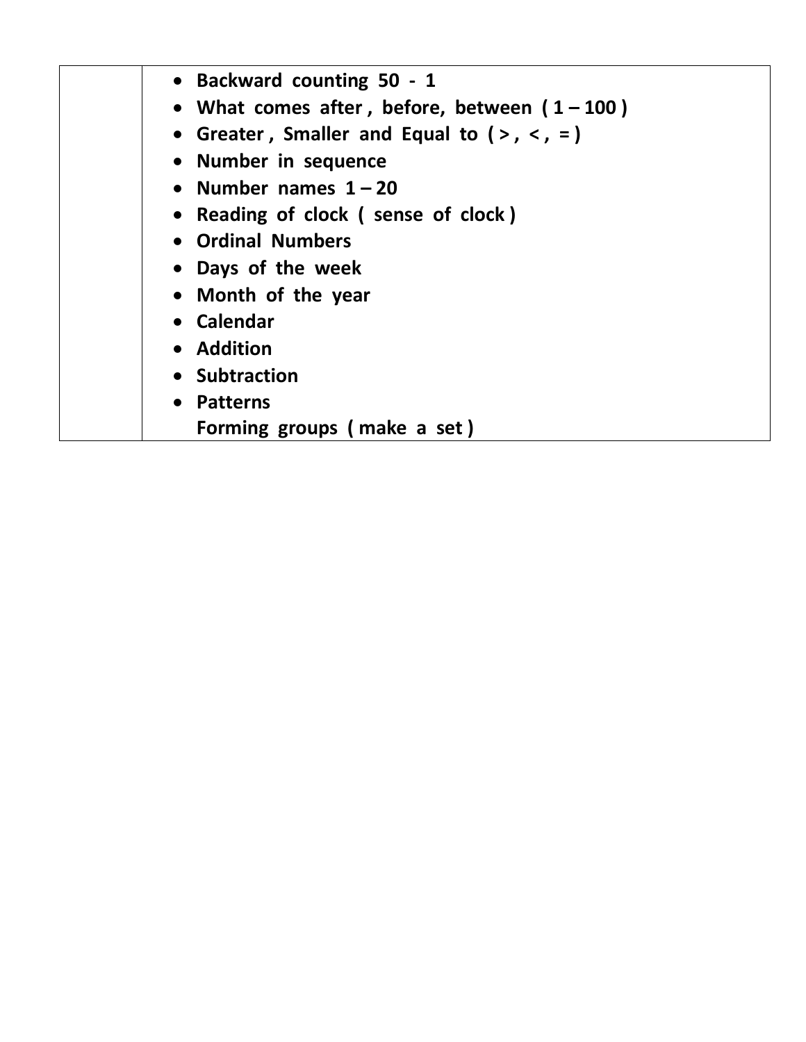| | |
|---|---|
| | • **Backward counting 50 - 1**<br>• **What comes after , before, between ( 1 – 100 )**<br>• **Greater , Smaller and Equal to ( > , < , = )**<br>• **Number in sequence**<br>• **Number names 1 – 20**<br>• **Reading of clock ( sense of clock )**<br>• **Ordinal Numbers**<br>• **Days of the week**<br>• **Month of the year**<br>• **Calendar**<br>• **Addition**<br>• **Subtraction**<br>• **Patterns**<br>**Forming groups ( make a set )** |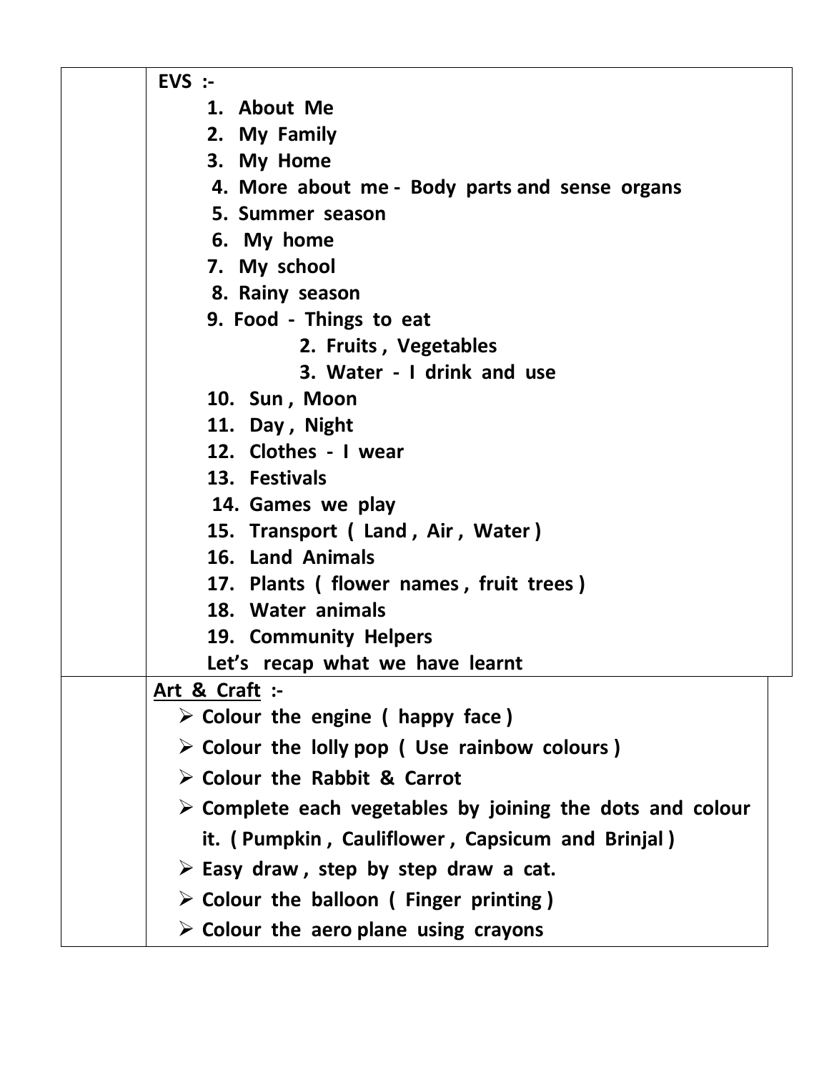| | |
|---|---|
| | **EVS :-**<br>1. **About Me**<br>2. **My Family**<br>3. **My Home**<br>4. **More about me - Body parts and sense organs**<br>5. **Summer season**<br>6. **My home**<br>7. **My school**<br>8. **Rainy season**<br>9. **Food - Things to eat**<br>&nbsp;&nbsp;&nbsp;&nbsp;2. **Fruits , Vegetables**<br>&nbsp;&nbsp;&nbsp;&nbsp;3. **Water - I drink and use**<br>10. **Sun , Moon**<br>11. **Day , Night**<br>12. **Clothes - I wear**<br>13. **Festivals**<br>14. **Games we play**<br>15. **Transport ( Land , Air , Water )**<br>16. **Land Animals**<br>17. **Plants ( flower names , fruit trees )**<br>18. **Water animals**<br>19. **Community Helpers**<br>**Let's recap what we have learnt** |
| | **<u>Art & Craft</u> :-**<br>➢ **Colour the engine ( happy face )**<br>➢ **Colour the lolly pop ( Use rainbow colours )**<br>➢ **Colour the Rabbit & Carrot**<br>➢ **Complete each vegetables by joining the dots and colour it. ( Pumpkin , Cauliflower , Capsicum and Brinjal )**<br>➢ **Easy draw , step by step draw a cat.**<br>➢ **Colour the balloon ( Finger printing )**<br>➢ **Colour the aero plane using crayons** |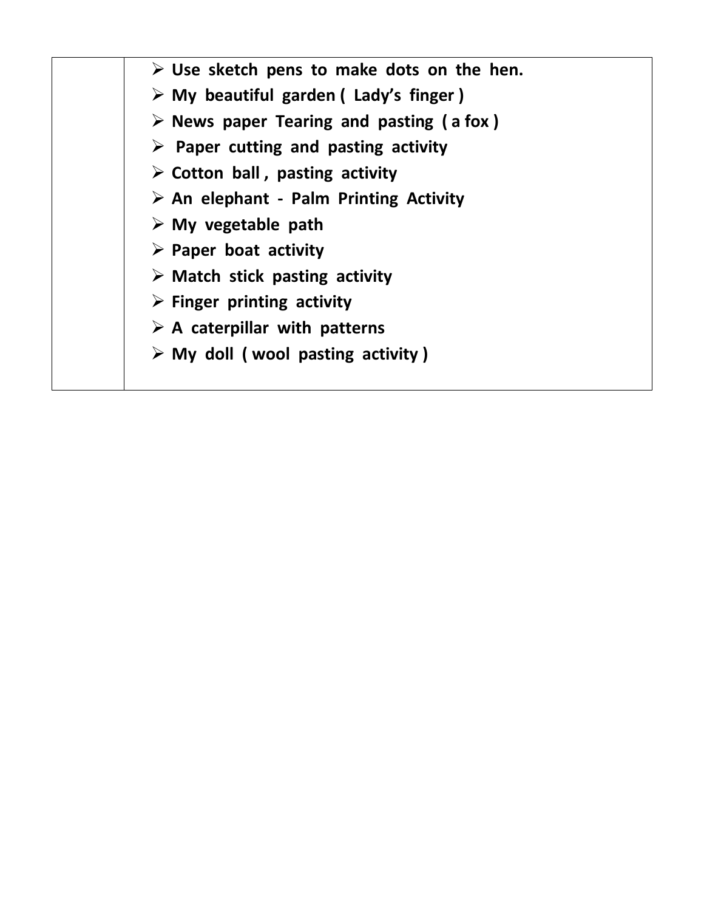| | |
|---|---|
| | ➢ **Use sketch pens to make dots on the hen.**<br>➢ **My beautiful garden ( Lady's finger )**<br>➢ **News paper Tearing and pasting ( a fox )**<br>➢ **Paper cutting and pasting activity**<br>➢ **Cotton ball , pasting activity**<br>➢ **An elephant - Palm Printing Activity**<br>➢ **My vegetable path**<br>➢ **Paper boat activity**<br>➢ **Match stick pasting activity**<br>➢ **Finger printing activity**<br>➢ **A caterpillar with patterns**<br>➢ **My doll ( wool pasting activity )** |